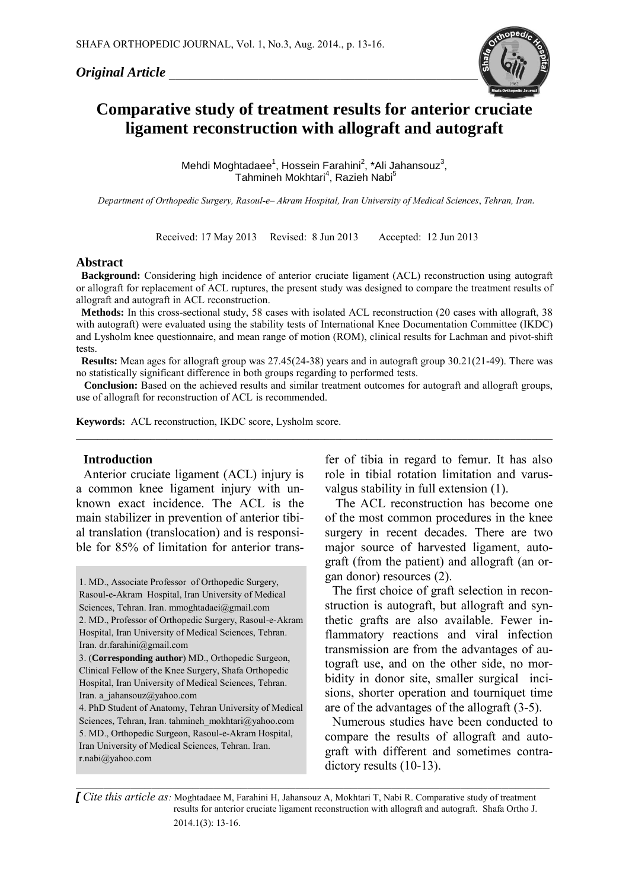*Original Article*

# Comparative study of treatment results for anterior cruciate ligament reconstruction with allograft and autograft

Mehdi Moghtadaee[1], Hossein Farahini[2], *Ali Jahansouz[3], Tahmineh Mokhtari[4], Razieh Nabi[5]

*Department of Orthopedic Surgery, Rasoul-e– Akram Hospital, Iran University of Medical Sciences, Tehran, Iran.*

Received: 17 May 2013 Revised: 8 Jun 2013 Accepted: 12 Jun 2013

## Abstract

**Background:** Considering high incidence of anterior cruciate ligament (ACL) reconstruction using autograft or allograft for replacement of ACL ruptures, the present study was designed to compare the treatment results of allograft and autograft in ACL reconstruction.

**Methods:** In this cross-sectional study, 58 cases with isolated ACL reconstruction (20 cases with allograft, 38 with autograft) were evaluated using the stability tests of International Knee Documentation Committee (IKDC) and Lysholm knee questionnaire, and mean range of motion (ROM), clinical results for Lachman and pivot-shift tests.

**Results:** Mean ages for allograft group was 27.45(24-38) years and in autograft group 30.21(21-49). There was no statistically significant difference in both groups regarding to performed tests.

**Conclusion:** Based on the achieved results and similar treatment outcomes for autograft and allograft groups, use of allograft for reconstruction of ACL is recommended.

**Keywords:** ACL reconstruction, IKDC score, Lysholm score.

## Introduction

Anterior cruciate ligament (ACL) injury is a common knee ligament injury with unknown exact incidence. The ACL is the main stabilizer in prevention of anterior tibial translation (translocation) and is responsible for 85% of limitation for anterior transfer of tibia in regard to femur. It has also role in tibial rotation limitation and varus-valgus stability in full extension (1).

The ACL reconstruction has become one of the most common procedures in the knee surgery in recent decades. There are two major source of harvested ligament, autograft (from the patient) and allograft (an organ donor) resources (2).

The first choice of graft selection in reconstruction is autograft, but allograft and synthetic grafts are also available. Fewer inflammatory reactions and viral infection transmission are from the advantages of autograft use, and on the other side, no morbidity in donor site, smaller surgical incisions, shorter operation and tourniquet time are of the advantages of the allograft (3-5).

Numerous studies have been conducted to compare the results of allograft and autograft with different and sometimes contradictory results (10-13).

1. MD., Associate Professor of Orthopedic Surgery, Rasoul-e-Akram Hospital, Iran University of Medical Sciences, Tehran. Iran. mmoghtadaei@gmail.com
2. MD., Professor of Orthopedic Surgery, Rasoul-e-Akram Hospital, Iran University of Medical Sciences, Tehran. Iran. dr.farahini@gmail.com
3. (**Corresponding author**) MD., Orthopedic Surgeon, Clinical Fellow of the Knee Surgery, Shafa Orthopedic Hospital, Iran University of Medical Sciences, Tehran. Iran. a_jahansouz@yahoo.com
4. PhD Student of Anatomy, Tehran University of Medical Sciences, Tehran, Iran. tahmineh_mokhtari@yahoo.com
5. MD., Orthopedic Surgeon, Rasoul-e-Akram Hospital, Iran University of Medical Sciences, Tehran. Iran. r.nabi@yahoo.com

*Cite this article as:* Moghtadaee M, Farahini H, Jahansouz A, Mokhtari T, Nabi R. Comparative study of treatment results for anterior cruciate ligament reconstruction with allograft and autograft. Shafa Ortho J. 2014.1(3): 13-16.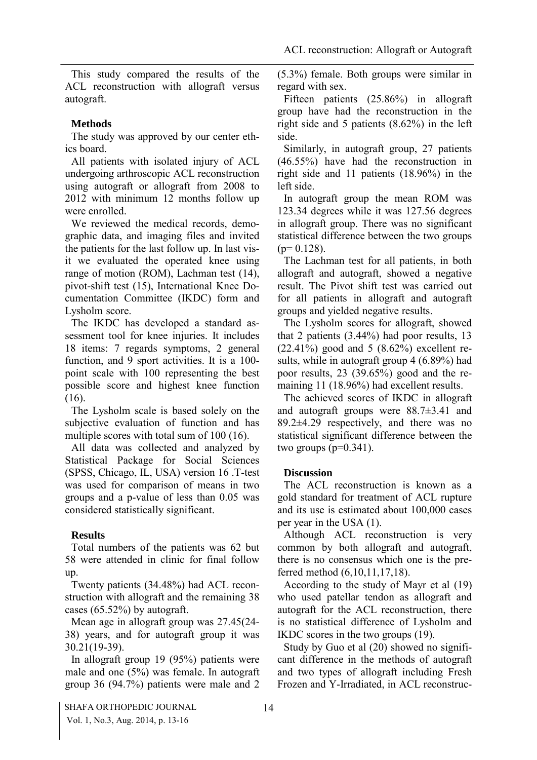This study compared the results of the ACL reconstruction with allograft versus autograft.

## Methods

The study was approved by our center ethics board.

All patients with isolated injury of ACL undergoing arthroscopic ACL reconstruction using autograft or allograft from 2008 to 2012 with minimum 12 months follow up were enrolled.

We reviewed the medical records, demographic data, and imaging files and invited the patients for the last follow up. In last visit we evaluated the operated knee using range of motion (ROM), Lachman test (14), pivot-shift test (15), International Knee Documentation Committee (IKDC) form and Lysholm score.

The IKDC has developed a standard assessment tool for knee injuries. It includes 18 items: 7 regards symptoms, 2 general function, and 9 sport activities. It is a 100-point scale with 100 representing the best possible score and highest knee function (16).

The Lysholm scale is based solely on the subjective evaluation of function and has multiple scores with total sum of 100 (16).

All data was collected and analyzed by Statistical Package for Social Sciences (SPSS, Chicago, IL, USA) version 16 .T-test was used for comparison of means in two groups and a p-value of less than 0.05 was considered statistically significant.

## Results

Total numbers of the patients was 62 but 58 were attended in clinic for final follow up.

Twenty patients (34.48%) had ACL reconstruction with allograft and the remaining 38 cases (65.52%) by autograft.

Mean age in allograft group was 27.45(24-38) years, and for autograft group it was 30.21(19-39).

In allograft group 19 (95%) patients were male and one (5%) was female. In autograft group 36 (94.7%) patients were male and 2 (5.3%) female. Both groups were similar in regard with sex.

Fifteen patients (25.86%) in allograft group have had the reconstruction in the right side and 5 patients (8.62%) in the left side.

Similarly, in autograft group, 27 patients (46.55%) have had the reconstruction in right side and 11 patients (18.96%) in the left side.

In autograft group the mean ROM was 123.34 degrees while it was 127.56 degrees in allograft group. There was no significant statistical difference between the two groups ($p = 0.128$).

The Lachman test for all patients, in both allograft and autograft, showed a negative result. The Pivot shift test was carried out for all patients in allograft and autograft groups and yielded negative results.

The Lysholm scores for allograft, showed that 2 patients (3.44%) had poor results, 13 (22.41%) good and 5 (8.62%) excellent results, while in autograft group 4 (6.89%) had poor results, 23 (39.65%) good and the remaining 11 (18.96%) had excellent results.

The achieved scores of IKDC in allograft and autograft groups were 88.7±3.41 and 89.2±4.29 respectively, and there was no statistical significant difference between the two groups ($p=0.341$).

## Discussion

The ACL reconstruction is known as a gold standard for treatment of ACL rupture and its use is estimated about 100,000 cases per year in the USA (1).

Although ACL reconstruction is very common by both allograft and autograft, there is no consensus which one is the preferred method (6,10,11,17,18).

According to the study of Mayr et al (19) who used patellar tendon as allograft and autograft for the ACL reconstruction, there is no statistical difference of Lysholm and IKDC scores in the two groups (19).

Study by Guo et al (20) showed no significant difference in the methods of autograft and two types of allograft including Fresh Frozen and Y-Irradiated, in ACL reconstruc-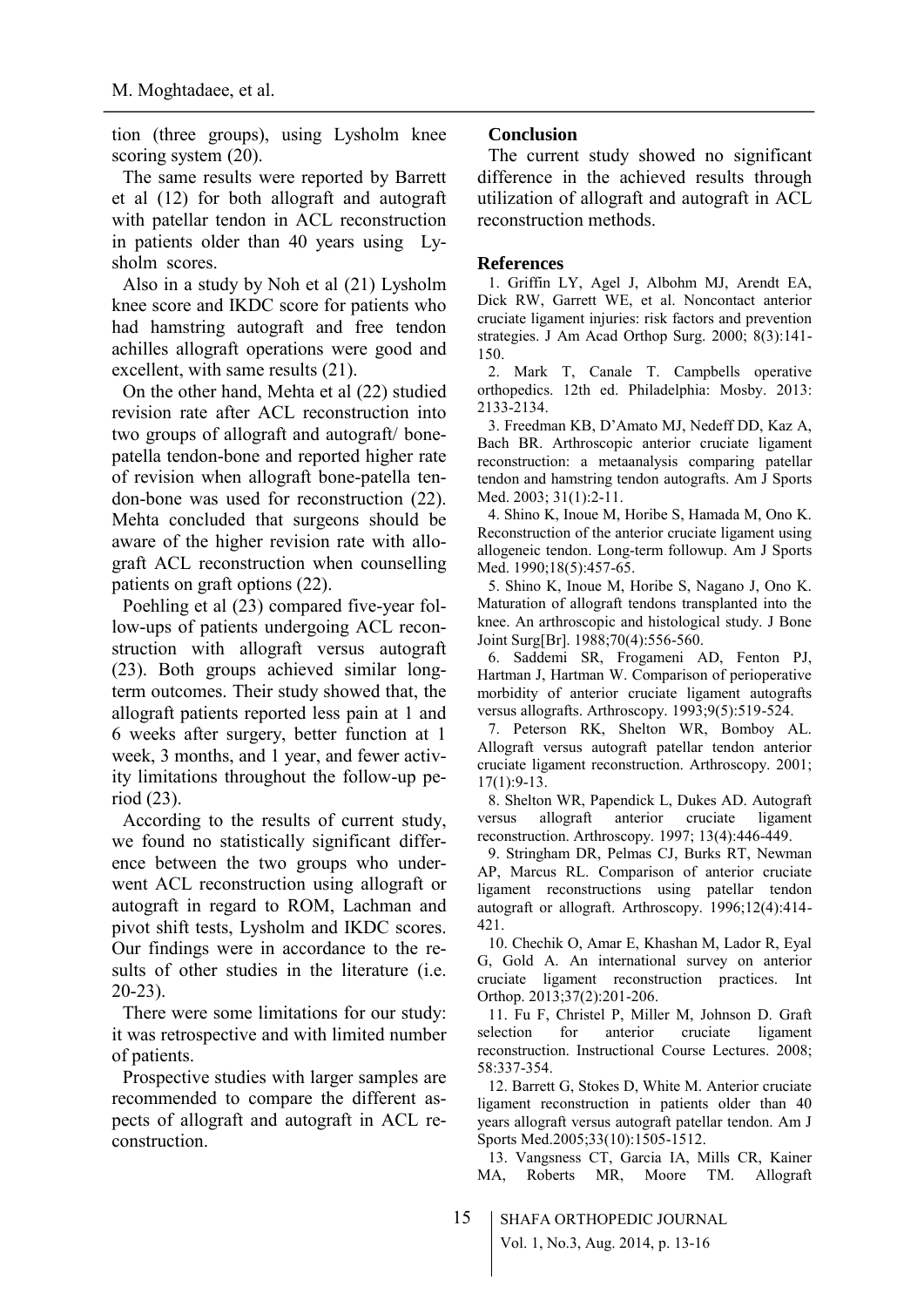tion (three groups), using Lysholm knee scoring system (20).

The same results were reported by Barrett et al (12) for both allograft and autograft with patellar tendon in ACL reconstruction in patients older than 40 years using Lysholm scores.

Also in a study by Noh et al (21) Lysholm knee score and IKDC score for patients who had hamstring autograft and free tendon achilles allograft operations were good and excellent, with same results (21).

On the other hand, Mehta et al (22) studied revision rate after ACL reconstruction into two groups of allograft and autograft/ bone-patella tendon-bone and reported higher rate of revision when allograft bone-patella tendon-bone was used for reconstruction (22). Mehta concluded that surgeons should be aware of the higher revision rate with allograft ACL reconstruction when counselling patients on graft options (22).

Poehling et al (23) compared five-year follow-ups of patients undergoing ACL reconstruction with allograft versus autograft (23). Both groups achieved similar long-term outcomes. Their study showed that, the allograft patients reported less pain at 1 and 6 weeks after surgery, better function at 1 week, 3 months, and 1 year, and fewer activity limitations throughout the follow-up period (23).

According to the results of current study, we found no statistically significant difference between the two groups who underwent ACL reconstruction using allograft or autograft in regard to ROM, Lachman and pivot shift tests, Lysholm and IKDC scores. Our findings were in accordance to the results of other studies in the literature (i.e. 20-23).

There were some limitations for our study: it was retrospective and with limited number of patients.

Prospective studies with larger samples are recommended to compare the different aspects of allograft and autograft in ACL reconstruction.

## Conclusion

The current study showed no significant difference in the achieved results through utilization of allograft and autograft in ACL reconstruction methods.

## References

1. Griffin LY, Agel J, Albohm MJ, Arendt EA, Dick RW, Garrett WE, et al. Noncontact anterior cruciate ligament injuries: risk factors and prevention strategies. J Am Acad Orthop Surg. 2000; 8(3):141-150.
2. Mark T, Canale T. Campbells operative orthopedics. 12th ed. Philadelphia: Mosby. 2013: 2133-2134.
3. Freedman KB, D'Amato MJ, Nedeff DD, Kaz A, Bach BR. Arthroscopic anterior cruciate ligament reconstruction: a metaanalysis comparing patellar tendon and hamstring tendon autografts. Am J Sports Med. 2003; 31(1):2-11.
4. Shino K, Inoue M, Horibe S, Hamada M, Ono K. Reconstruction of the anterior cruciate ligament using allogeneic tendon. Long-term followup. Am J Sports Med. 1990;18(5):457-65.
5. Shino K, Inoue M, Horibe S, Nagano J, Ono K. Maturation of allograft tendons transplanted into the knee. An arthroscopic and histological study. J Bone Joint Surg[Br]. 1988;70(4):556-560.
6. Saddemi SR, Frogameni AD, Fenton PJ, Hartman J, Hartman W. Comparison of perioperative morbidity of anterior cruciate ligament autografts versus allografts. Arthroscopy. 1993;9(5):519-524.
7. Peterson RK, Shelton WR, Bomboy AL. Allograft versus autograft patellar tendon anterior cruciate ligament reconstruction. Arthroscopy. 2001; 17(1):9-13.
8. Shelton WR, Papendick L, Dukes AD. Autograft versus allograft anterior cruciate ligament reconstruction. Arthroscopy. 1997; 13(4):446-449.
9. Stringham DR, Pelmas CJ, Burks RT, Newman AP, Marcus RL. Comparison of anterior cruciate ligament reconstructions using patellar tendon autograft or allograft. Arthroscopy. 1996;12(4):414-421.
10. Chechik O, Amar E, Khashan M, Lador R, Eyal G, Gold A. An international survey on anterior cruciate ligament reconstruction practices. Int Orthop. 2013;37(2):201-206.
11. Fu F, Christel P, Miller M, Johnson D. Graft selection for anterior cruciate ligament reconstruction. Instructional Course Lectures. 2008; 58:337-354.
12. Barrett G, Stokes D, White M. Anterior cruciate ligament reconstruction in patients older than 40 years allograft versus autograft patellar tendon. Am J Sports Med.2005;33(10):1505-1512.
13. Vangsness CT, Garcia IA, Mills CR, Kainer MA, Roberts MR, Moore TM. Allograft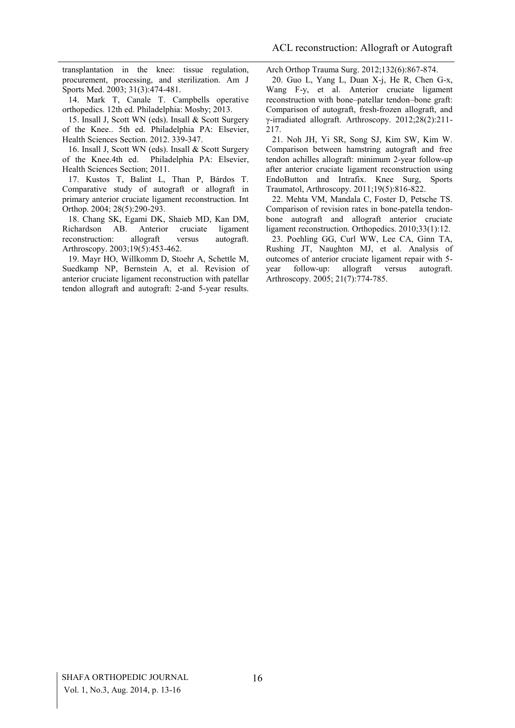transplantation in the knee: tissue regulation, procurement, processing, and sterilization. Am J Sports Med. 2003; 31(3):474-481.

14. Mark T, Canale T. Campbells operative orthopedics. 12th ed. Philadelphia: Mosby; 2013.

15. Insall J, Scott WN (eds). Insall & Scott Surgery of the Knee.. 5th ed. Philadelphia PA: Elsevier, Health Sciences Section. 2012. 339-347.

16. Insall J, Scott WN (eds). Insall & Scott Surgery of the Knee.4th ed. Philadelphia PA: Elsevier, Health Sciences Section; 2011.

17. Kustos T, Balint L, Than P, Bárdos T. Comparative study of autograft or allograft in primary anterior cruciate ligament reconstruction. Int Orthop. 2004; 28(5):290-293.

18. Chang SK, Egami DK, Shaieb MD, Kan DM, Richardson AB. Anterior cruciate ligament reconstruction: allograft versus autograft. Arthroscopy. 2003;19(5):453-462.

19. Mayr HO, Willkomm D, Stoehr A, Schettle M, Suedkamp NP, Bernstein A, et al. Revision of anterior cruciate ligament reconstruction with patellar tendon allograft and autograft: 2-and 5-year results. Arch Orthop Trauma Surg. 2012;132(6):867-874.

20. Guo L, Yang L, Duan X-j, He R, Chen G-x, Wang F-y, et al. Anterior cruciate ligament reconstruction with bone–patellar tendon–bone graft: Comparison of autograft, fresh-frozen allograft, and γ-irradiated allograft. Arthroscopy. 2012;28(2):211-217.

21. Noh JH, Yi SR, Song SJ, Kim SW, Kim W. Comparison between hamstring autograft and free tendon achilles allograft: minimum 2-year follow-up after anterior cruciate ligament reconstruction using EndoButton and Intrafix. Knee Surg, Sports Traumatol, Arthroscopy. 2011;19(5):816-822.

22. Mehta VM, Mandala C, Foster D, Petsche TS. Comparison of revision rates in bone-patella tendon-bone autograft and allograft anterior cruciate ligament reconstruction. Orthopedics. 2010;33(1):12.

23. Poehling GG, Curl WW, Lee CA, Ginn TA, Rushing JT, Naughton MJ, et al. Analysis of outcomes of anterior cruciate ligament repair with 5-year follow-up: allograft versus autograft. Arthroscopy. 2005; 21(7):774-785.